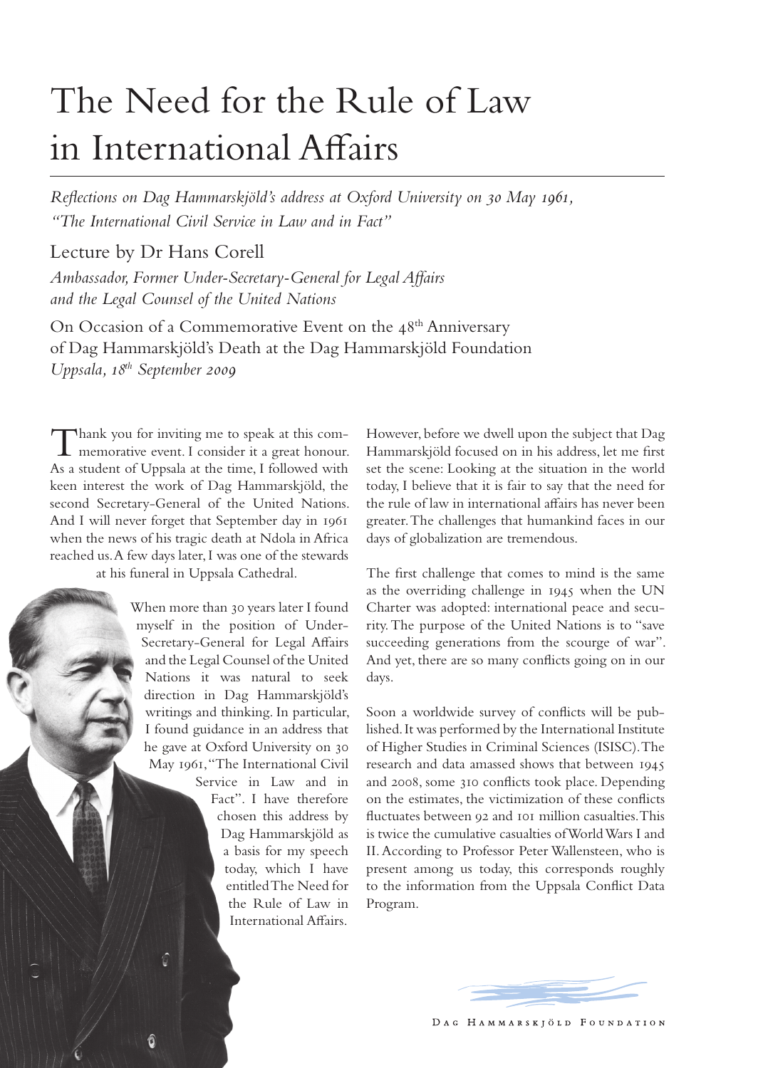# The Need for the Rule of Law in International Affairs

*Reflections on Dag Hammarskjöld's address at Oxford University on 30 May 1961, "The International Civil Service in Law and in Fact"*

Lecture by Dr Hans Corell

*Ambassador, Former Under-Secretary-General for Legal Affairs and the Legal Counsel of the United Nations*

On Occasion of a Commemorative Event on the 48th Anniversary of Dag Hammarskjöld's Death at the Dag Hammarskjöld Foundation
*Uppsala, 18th September 2009*

Thank you for inviting me to speak at this commemorative event. I consider it a great honour. As a student of Uppsala at the time, I followed with keen interest the work of Dag Hammarskjöld, the second Secretary-General of the United Nations. And I will never forget that September day in 1961 when the news of his tragic death at Ndola in Africa reached us. A few days later, I was one of the stewards at his funeral in Uppsala Cathedral.

When more than 30 years later I found myself in the position of Under-Secretary-General for Legal Affairs and the Legal Counsel of the United Nations it was natural to seek direction in Dag Hammarskjöld's writings and thinking. In particular, I found guidance in an address that he gave at Oxford University on 30 May 1961, "The International Civil Service in Law and in Fact". I have therefore chosen this address by Dag Hammarskjöld as a basis for my speech today, which I have entitled The Need for the Rule of Law in International Affairs.

However, before we dwell upon the subject that Dag Hammarskjöld focused on in his address, let me first set the scene: Looking at the situation in the world today, I believe that it is fair to say that the need for the rule of law in international affairs has never been greater. The challenges that humankind faces in our days of globalization are tremendous.

The first challenge that comes to mind is the same as the overriding challenge in 1945 when the UN Charter was adopted: international peace and security. The purpose of the United Nations is to "save succeeding generations from the scourge of war". And yet, there are so many conflicts going on in our days.

Soon a worldwide survey of conflicts will be published. It was performed by the International Institute of Higher Studies in Criminal Sciences (ISISC). The research and data amassed shows that between 1945 and 2008, some 310 conflicts took place. Depending on the estimates, the victimization of these conflicts fluctuates between 92 and 101 million casualties. This is twice the cumulative casualties of World Wars I and II. According to Professor Peter Wallensteen, who is present among us today, this corresponds roughly to the information from the Uppsala Conflict Data Program.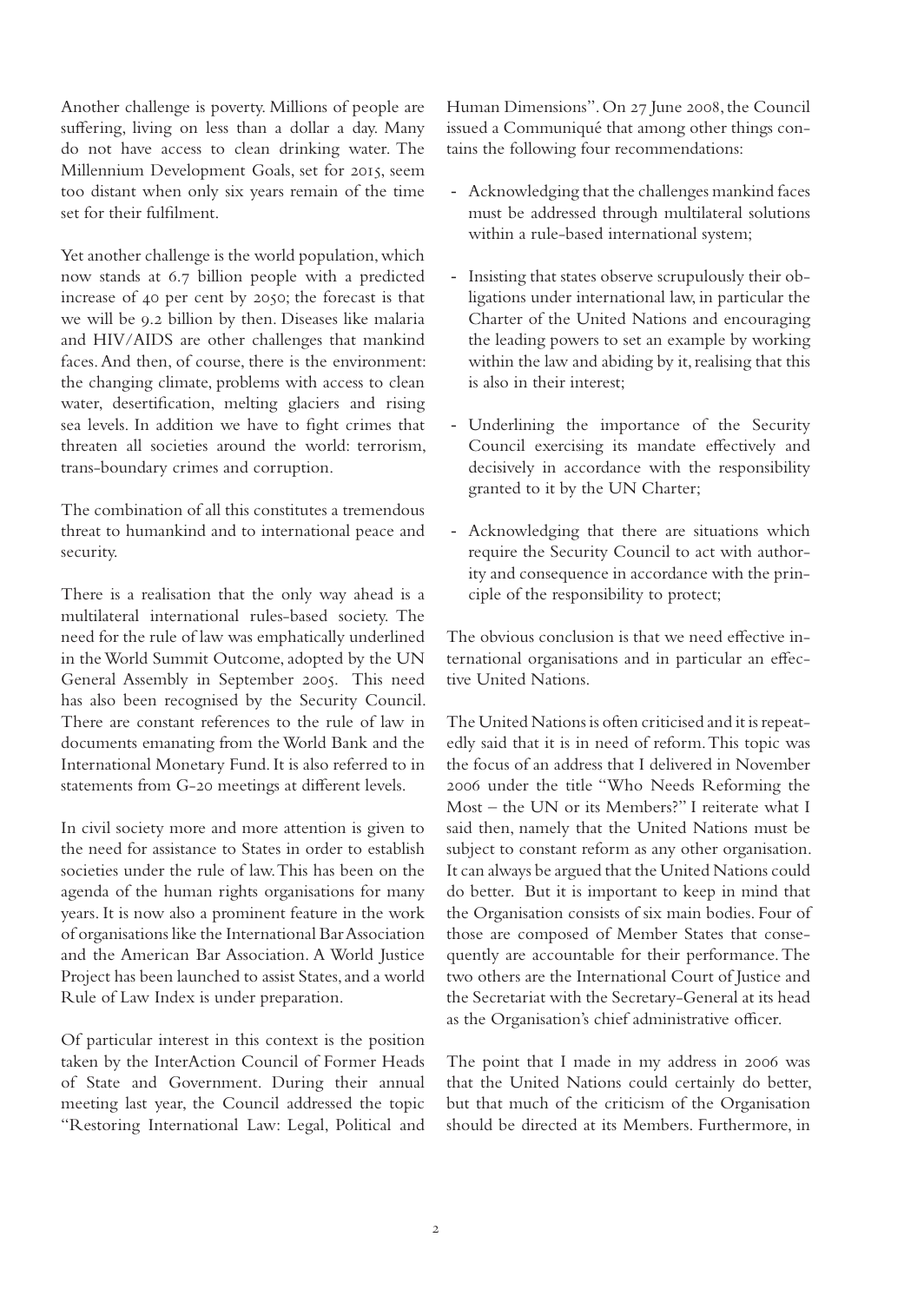Another challenge is poverty. Millions of people are suffering, living on less than a dollar a day. Many do not have access to clean drinking water. The Millennium Development Goals, set for 2015, seem too distant when only six years remain of the time set for their fulfilment.

Yet another challenge is the world population, which now stands at 6.7 billion people with a predicted increase of 40 per cent by 2050; the forecast is that we will be 9.2 billion by then. Diseases like malaria and HIV/AIDS are other challenges that mankind faces. And then, of course, there is the environment: the changing climate, problems with access to clean water, desertification, melting glaciers and rising sea levels. In addition we have to fight crimes that threaten all societies around the world: terrorism, trans-boundary crimes and corruption.

The combination of all this constitutes a tremendous threat to humankind and to international peace and security.

There is a realisation that the only way ahead is a multilateral international rules-based society. The need for the rule of law was emphatically underlined in the World Summit Outcome, adopted by the UN General Assembly in September 2005. This need has also been recognised by the Security Council. There are constant references to the rule of law in documents emanating from the World Bank and the International Monetary Fund. It is also referred to in statements from G-20 meetings at different levels.

In civil society more and more attention is given to the need for assistance to States in order to establish societies under the rule of law. This has been on the agenda of the human rights organisations for many years. It is now also a prominent feature in the work of organisations like the International Bar Association and the American Bar Association. A World Justice Project has been launched to assist States, and a world Rule of Law Index is under preparation.

Of particular interest in this context is the position taken by the InterAction Council of Former Heads of State and Government. During their annual meeting last year, the Council addressed the topic "Restoring International Law: Legal, Political and Human Dimensions". On 27 June 2008, the Council issued a Communiqué that among other things contains the following four recommendations:

- Acknowledging that the challenges mankind faces must be addressed through multilateral solutions within a rule-based international system;
- Insisting that states observe scrupulously their obligations under international law, in particular the Charter of the United Nations and encouraging the leading powers to set an example by working within the law and abiding by it, realising that this is also in their interest;
- Underlining the importance of the Security Council exercising its mandate effectively and decisively in accordance with the responsibility granted to it by the UN Charter;
- Acknowledging that there are situations which require the Security Council to act with authority and consequence in accordance with the principle of the responsibility to protect;

The obvious conclusion is that we need effective international organisations and in particular an effective United Nations.

The United Nations is often criticised and it is repeatedly said that it is in need of reform. This topic was the focus of an address that I delivered in November 2006 under the title "Who Needs Reforming the Most – the UN or its Members?" I reiterate what I said then, namely that the United Nations must be subject to constant reform as any other organisation. It can always be argued that the United Nations could do better. But it is important to keep in mind that the Organisation consists of six main bodies. Four of those are composed of Member States that consequently are accountable for their performance. The two others are the International Court of Justice and the Secretariat with the Secretary-General at its head as the Organisation's chief administrative officer.

The point that I made in my address in 2006 was that the United Nations could certainly do better, but that much of the criticism of the Organisation should be directed at its Members. Furthermore, in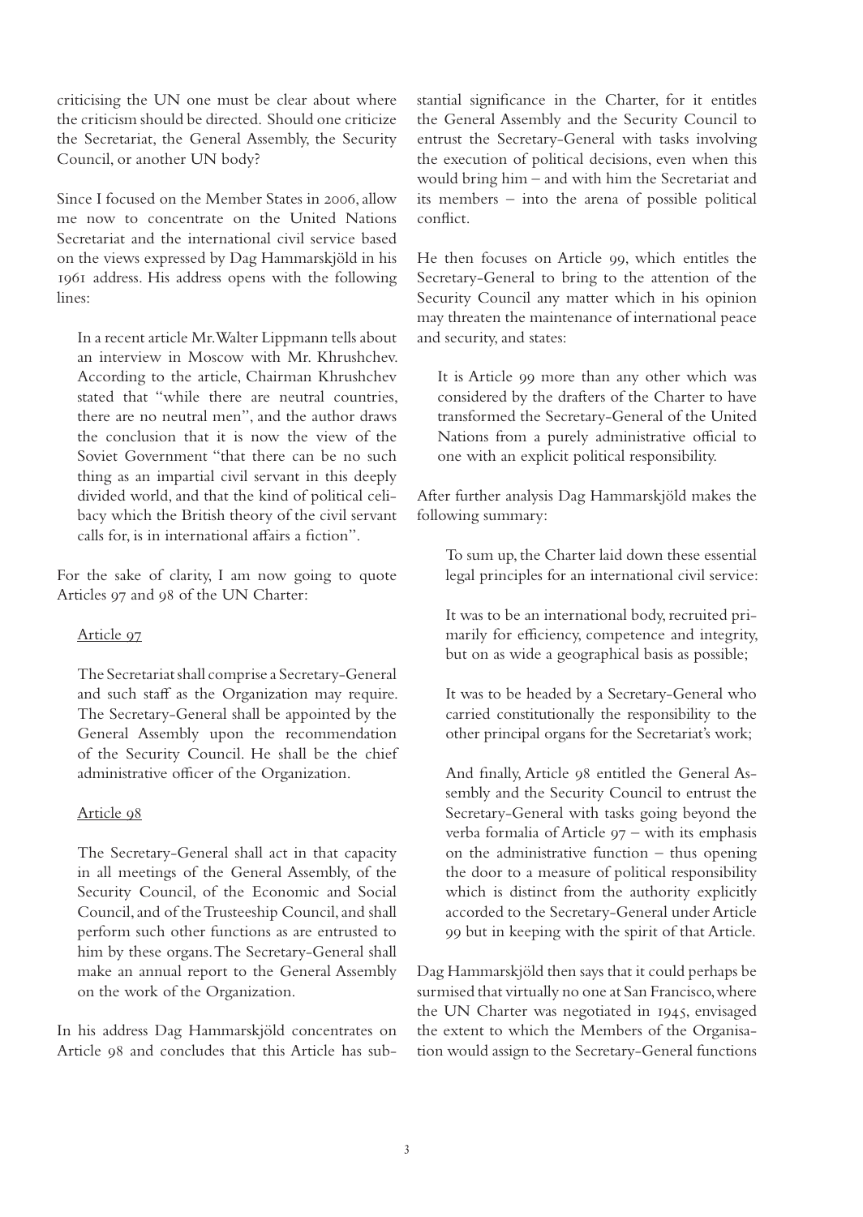criticising the UN one must be clear about where the criticism should be directed. Should one criticize the Secretariat, the General Assembly, the Security Council, or another UN body?

Since I focused on the Member States in 2006, allow me now to concentrate on the United Nations Secretariat and the international civil service based on the views expressed by Dag Hammarskjöld in his 1961 address. His address opens with the following lines:

> In a recent article Mr. Walter Lippmann tells about an interview in Moscow with Mr. Khrushchev. According to the article, Chairman Khrushchev stated that "while there are neutral countries, there are no neutral men", and the author draws the conclusion that it is now the view of the Soviet Government "that there can be no such thing as an impartial civil servant in this deeply divided world, and that the kind of political celibacy which the British theory of the civil servant calls for, is in international affairs a fiction".

For the sake of clarity, I am now going to quote Articles 97 and 98 of the UN Charter:

> Article 97
>
> The Secretariat shall comprise a Secretary-General and such staff as the Organization may require. The Secretary-General shall be appointed by the General Assembly upon the recommendation of the Security Council. He shall be the chief administrative officer of the Organization.
>
> Article 98
>
> The Secretary-General shall act in that capacity in all meetings of the General Assembly, of the Security Council, of the Economic and Social Council, and of the Trusteeship Council, and shall perform such other functions as are entrusted to him by these organs. The Secretary-General shall make an annual report to the General Assembly on the work of the Organization.

In his address Dag Hammarskjöld concentrates on Article 98 and concludes that this Article has substantial significance in the Charter, for it entitles the General Assembly and the Security Council to entrust the Secretary-General with tasks involving the execution of political decisions, even when this would bring him – and with him the Secretariat and its members – into the arena of possible political conflict.

He then focuses on Article 99, which entitles the Secretary-General to bring to the attention of the Security Council any matter which in his opinion may threaten the maintenance of international peace and security, and states:

> It is Article 99 more than any other which was considered by the drafters of the Charter to have transformed the Secretary-General of the United Nations from a purely administrative official to one with an explicit political responsibility.

After further analysis Dag Hammarskjöld makes the following summary:

> To sum up, the Charter laid down these essential legal principles for an international civil service:
>
> It was to be an international body, recruited primarily for efficiency, competence and integrity, but on as wide a geographical basis as possible;
>
> It was to be headed by a Secretary-General who carried constitutionally the responsibility to the other principal organs for the Secretariat's work;
>
> And finally, Article 98 entitled the General Assembly and the Security Council to entrust the Secretary-General with tasks going beyond the verba formalia of Article 97 – with its emphasis on the administrative function – thus opening the door to a measure of political responsibility which is distinct from the authority explicitly accorded to the Secretary-General under Article 99 but in keeping with the spirit of that Article.

Dag Hammarskjöld then says that it could perhaps be surmised that virtually no one at San Francisco, where the UN Charter was negotiated in 1945, envisaged the extent to which the Members of the Organisation would assign to the Secretary-General functions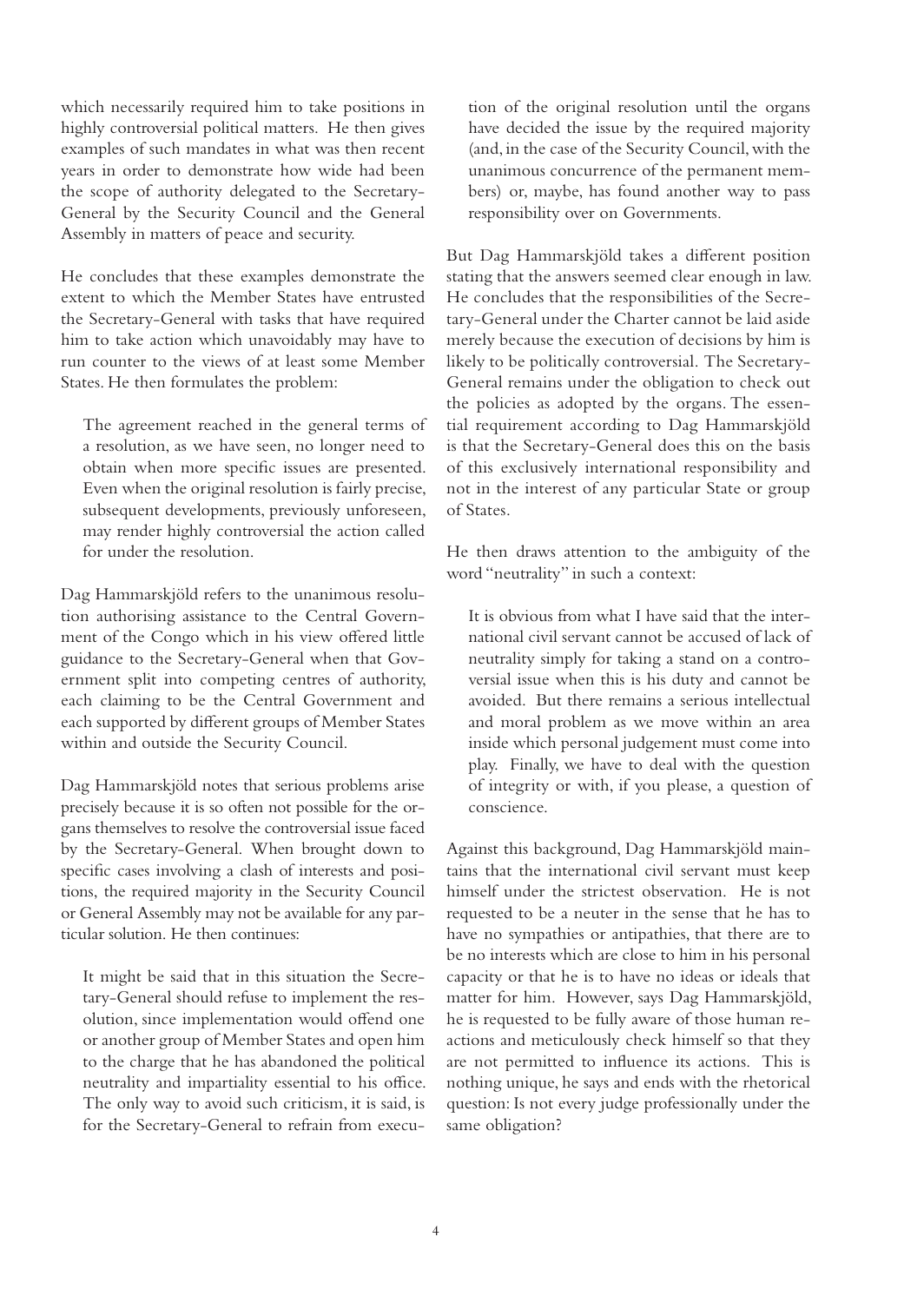which necessarily required him to take positions in highly controversial political matters. He then gives examples of such mandates in what was then recent years in order to demonstrate how wide had been the scope of authority delegated to the Secretary-General by the Security Council and the General Assembly in matters of peace and security.

He concludes that these examples demonstrate the extent to which the Member States have entrusted the Secretary-General with tasks that have required him to take action which unavoidably may have to run counter to the views of at least some Member States. He then formulates the problem:

> The agreement reached in the general terms of a resolution, as we have seen, no longer need to obtain when more specific issues are presented. Even when the original resolution is fairly precise, subsequent developments, previously unforeseen, may render highly controversial the action called for under the resolution.

Dag Hammarskjöld refers to the unanimous resolution authorising assistance to the Central Government of the Congo which in his view offered little guidance to the Secretary-General when that Government split into competing centres of authority, each claiming to be the Central Government and each supported by different groups of Member States within and outside the Security Council.

Dag Hammarskjöld notes that serious problems arise precisely because it is so often not possible for the organs themselves to resolve the controversial issue faced by the Secretary-General. When brought down to specific cases involving a clash of interests and positions, the required majority in the Security Council or General Assembly may not be available for any particular solution. He then continues:

> It might be said that in this situation the Secretary-General should refuse to implement the resolution, since implementation would offend one or another group of Member States and open him to the charge that he has abandoned the political neutrality and impartiality essential to his office. The only way to avoid such criticism, it is said, is for the Secretary-General to refrain from execution of the original resolution until the organs have decided the issue by the required majority (and, in the case of the Security Council, with the unanimous concurrence of the permanent members) or, maybe, has found another way to pass responsibility over on Governments.

But Dag Hammarskjöld takes a different position stating that the answers seemed clear enough in law. He concludes that the responsibilities of the Secretary-General under the Charter cannot be laid aside merely because the execution of decisions by him is likely to be politically controversial. The Secretary-General remains under the obligation to check out the policies as adopted by the organs. The essential requirement according to Dag Hammarskjöld is that the Secretary-General does this on the basis of this exclusively international responsibility and not in the interest of any particular State or group of States.

He then draws attention to the ambiguity of the word "neutrality" in such a context:

> It is obvious from what I have said that the international civil servant cannot be accused of lack of neutrality simply for taking a stand on a controversial issue when this is his duty and cannot be avoided. But there remains a serious intellectual and moral problem as we move within an area inside which personal judgement must come into play. Finally, we have to deal with the question of integrity or with, if you please, a question of conscience.

Against this background, Dag Hammarskjöld maintains that the international civil servant must keep himself under the strictest observation. He is not requested to be a neuter in the sense that he has to have no sympathies or antipathies, that there are to be no interests which are close to him in his personal capacity or that he is to have no ideas or ideals that matter for him. However, says Dag Hammarskjöld, he is requested to be fully aware of those human reactions and meticulously check himself so that they are not permitted to influence its actions. This is nothing unique, he says and ends with the rhetorical question: Is not every judge professionally under the same obligation?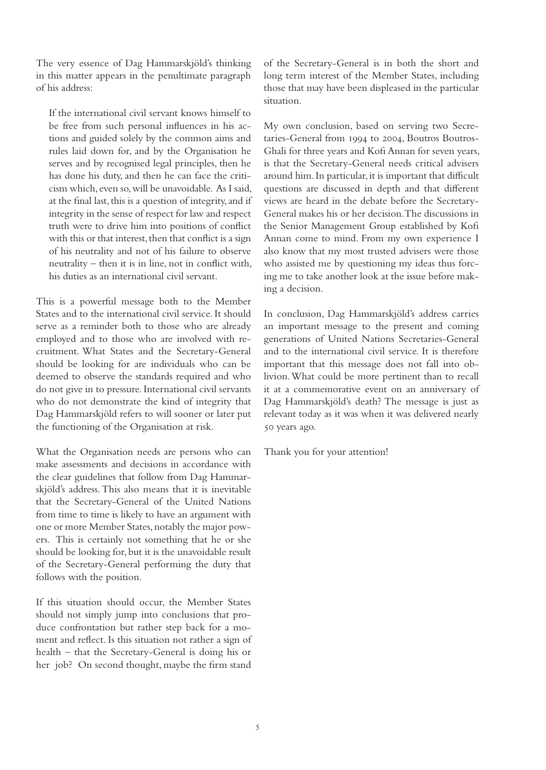The very essence of Dag Hammarskjöld's thinking in this matter appears in the penultimate paragraph of his address:

> If the international civil servant knows himself to be free from such personal influences in his actions and guided solely by the common aims and rules laid down for, and by the Organisation he serves and by recognised legal principles, then he has done his duty, and then he can face the criticism which, even so, will be unavoidable. As I said, at the final last, this is a question of integrity, and if integrity in the sense of respect for law and respect truth were to drive him into positions of conflict with this or that interest, then that conflict is a sign of his neutrality and not of his failure to observe neutrality – then it is in line, not in conflict with, his duties as an international civil servant.

This is a powerful message both to the Member States and to the international civil service. It should serve as a reminder both to those who are already employed and to those who are involved with recruitment. What States and the Secretary-General should be looking for are individuals who can be deemed to observe the standards required and who do not give in to pressure. International civil servants who do not demonstrate the kind of integrity that Dag Hammarskjöld refers to will sooner or later put the functioning of the Organisation at risk.

What the Organisation needs are persons who can make assessments and decisions in accordance with the clear guidelines that follow from Dag Hammarskjöld's address. This also means that it is inevitable that the Secretary-General of the United Nations from time to time is likely to have an argument with one or more Member States, notably the major powers. This is certainly not something that he or she should be looking for, but it is the unavoidable result of the Secretary-General performing the duty that follows with the position.

If this situation should occur, the Member States should not simply jump into conclusions that produce confrontation but rather step back for a moment and reflect. Is this situation not rather a sign of health – that the Secretary-General is doing his or her job? On second thought, maybe the firm stand of the Secretary-General is in both the short and long term interest of the Member States, including those that may have been displeased in the particular situation.

My own conclusion, based on serving two Secretaries-General from 1994 to 2004, Boutros Boutros-Ghali for three years and Kofi Annan for seven years, is that the Secretary-General needs critical advisers around him. In particular, it is important that difficult questions are discussed in depth and that different views are heard in the debate before the Secretary-General makes his or her decision. The discussions in the Senior Management Group established by Kofi Annan come to mind. From my own experience I also know that my most trusted advisers were those who assisted me by questioning my ideas thus forcing me to take another look at the issue before making a decision.

In conclusion, Dag Hammarskjöld's address carries an important message to the present and coming generations of United Nations Secretaries-General and to the international civil service. It is therefore important that this message does not fall into oblivion. What could be more pertinent than to recall it at a commemorative event on an anniversary of Dag Hammarskjöld's death? The message is just as relevant today as it was when it was delivered nearly 50 years ago.

Thank you for your attention!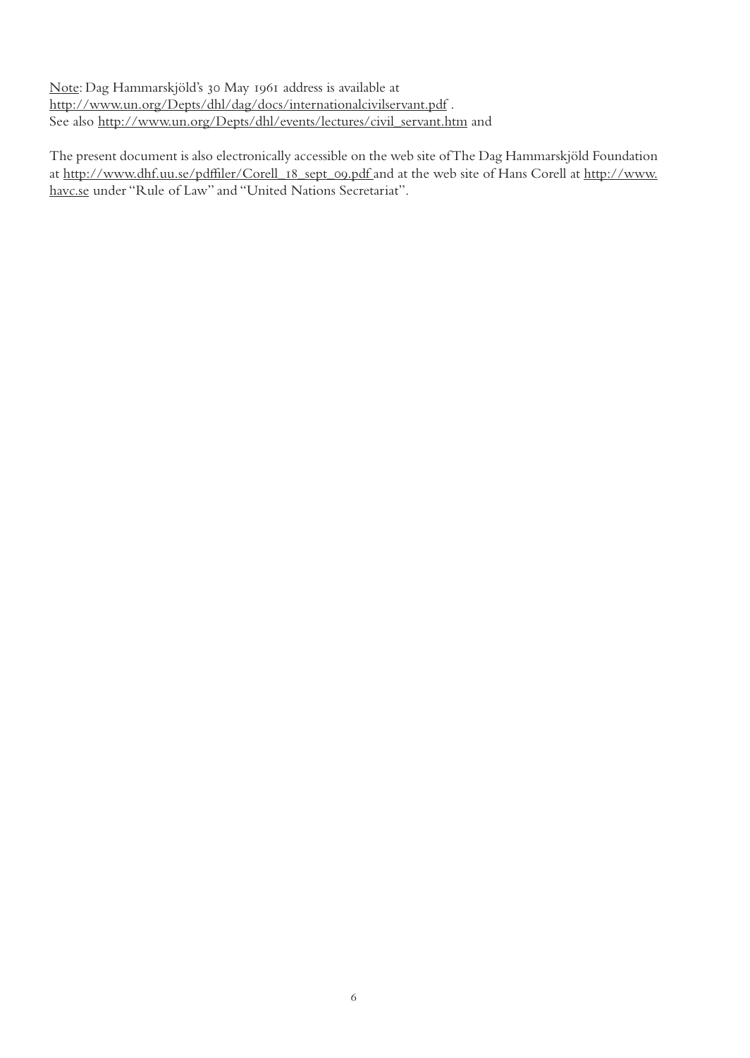Note: Dag Hammarskjöld's 30 May 1961 address is available at http://www.un.org/Depts/dhl/dag/docs/internationalcivilservant.pdf .
See also http://www.un.org/Depts/dhl/events/lectures/civil_servant.htm and

The present document is also electronically accessible on the web site of The Dag Hammarskjöld Foundation at http://www.dhf.uu.se/pdffiler/Corell_18_sept_09.pdf and at the web site of Hans Corell at http://www.havc.se under "Rule of Law" and "United Nations Secretariat".